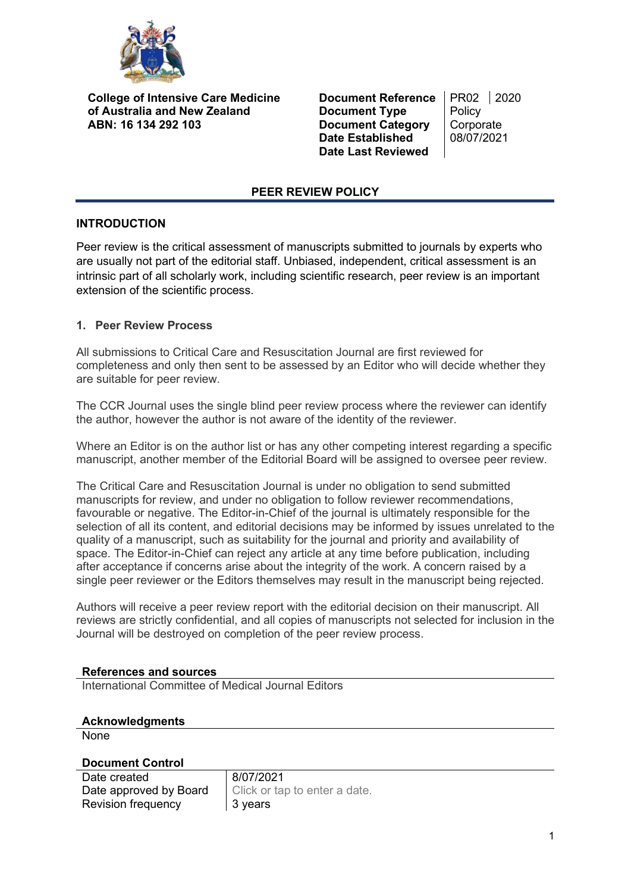**College of Intensive Care Medicine of Australia and New Zealand**
**ABN: 16 134 292 103**

| | | |
|---|---|---|
| **Document Reference** | PR02 | 2020 |
| **Document Type** | Policy | |
| **Document Category** | Corporate | |
| **Date Established** | 08/07/2021 | |
| **Date Last Reviewed** | | |

# PEER REVIEW POLICY

## INTRODUCTION

Peer review is the critical assessment of manuscripts submitted to journals by experts who are usually not part of the editorial staff. Unbiased, independent, critical assessment is an intrinsic part of all scholarly work, including scientific research, peer review is an important extension of the scientific process.

### 1. Peer Review Process

All submissions to Critical Care and Resuscitation Journal are first reviewed for completeness and only then sent to be assessed by an Editor who will decide whether they are suitable for peer review.

The CCR Journal uses the single blind peer review process where the reviewer can identify the author, however the author is not aware of the identity of the reviewer.

Where an Editor is on the author list or has any other competing interest regarding a specific manuscript, another member of the Editorial Board will be assigned to oversee peer review.

The Critical Care and Resuscitation Journal is under no obligation to send submitted manuscripts for review, and under no obligation to follow reviewer recommendations, favourable or negative. The Editor-in-Chief of the journal is ultimately responsible for the selection of all its content, and editorial decisions may be informed by issues unrelated to the quality of a manuscript, such as suitability for the journal and priority and availability of space. The Editor-in-Chief can reject any article at any time before publication, including after acceptance if concerns arise about the integrity of the work. A concern raised by a single peer reviewer or the Editors themselves may result in the manuscript being rejected.

Authors will receive a peer review report with the editorial decision on their manuscript. All reviews are strictly confidential, and all copies of manuscripts not selected for inclusion in the Journal will be destroyed on completion of the peer review process.

**References and sources**

International Committee of Medical Journal Editors

**Acknowledgments**

None

**Document Control**

| | |
|---|---|
| Date created | 8/07/2021 |
| Date approved by Board | Click or tap to enter a date. |
| Revision frequency | 3 years |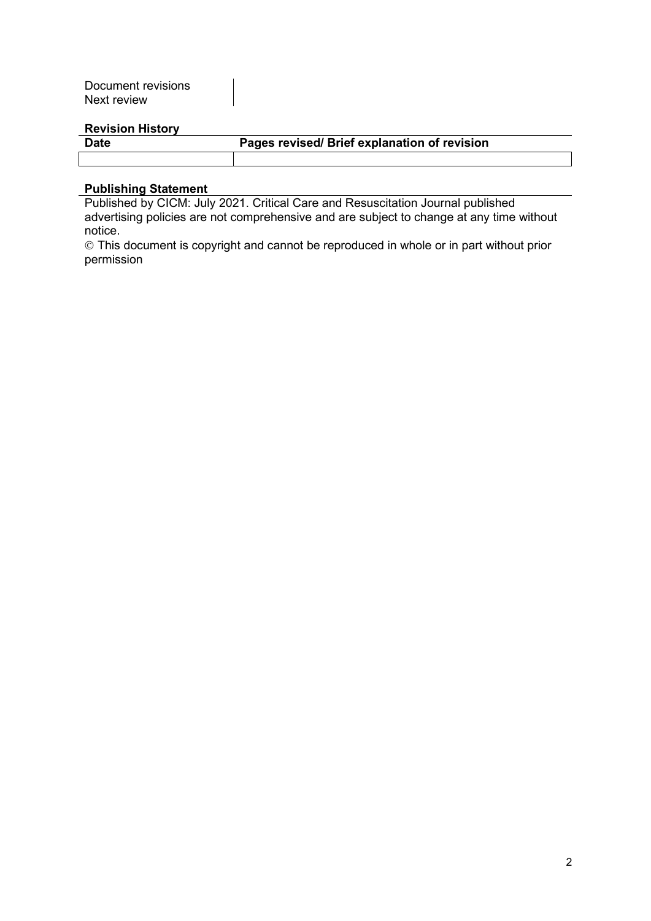| | |
|---|---|
| Document revisions | |
| Next review | |

**Revision History**

| Date | Pages revised/ Brief explanation of revision |
|---|---|
| | |

**Publishing Statement**

Published by CICM: July 2021. Critical Care and Resuscitation Journal published advertising policies are not comprehensive and are subject to change at any time without notice.

© This document is copyright and cannot be reproduced in whole or in part without prior permission